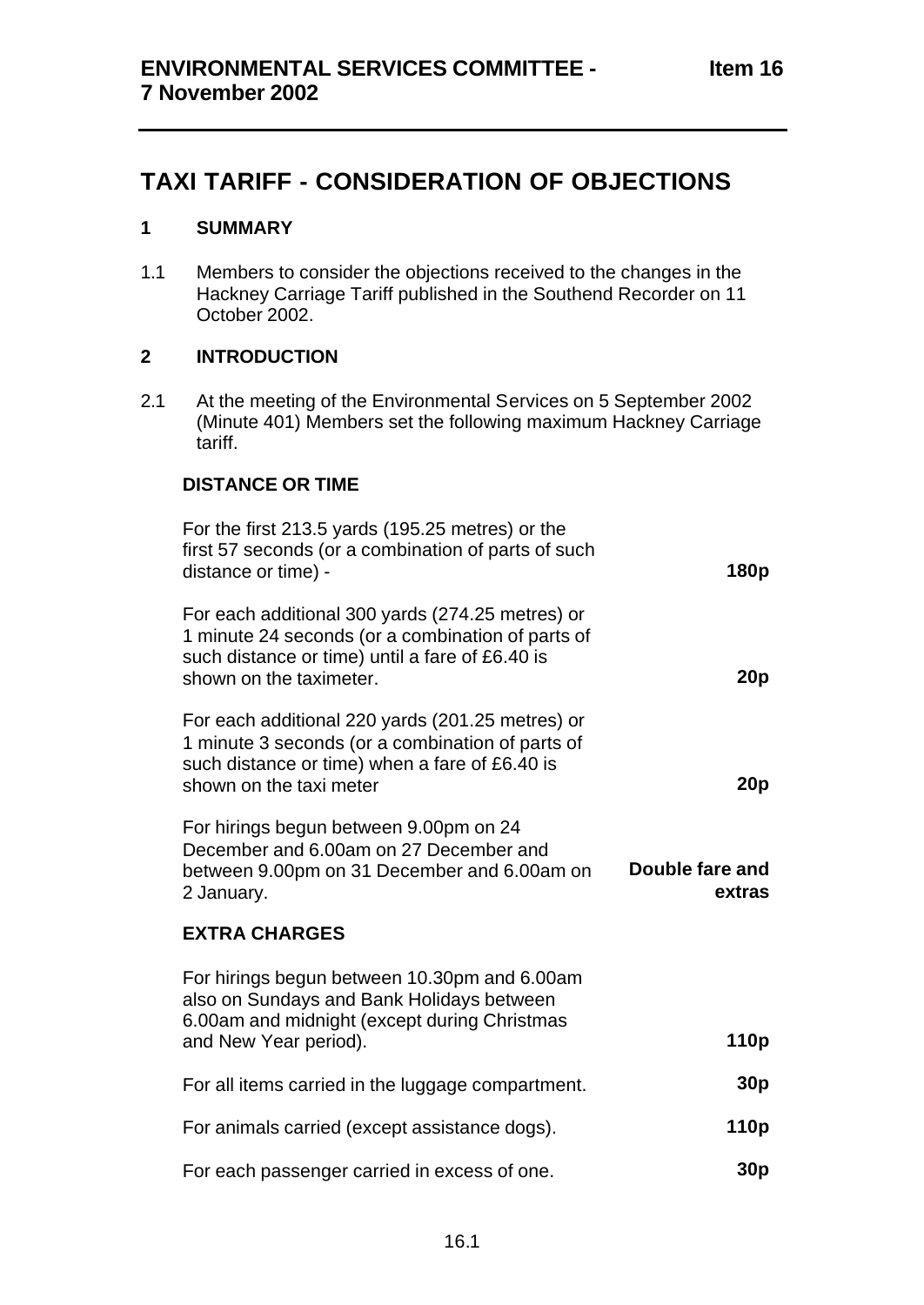**ENVIRONMENTAL SERVICES COMMITTEE - 7 November 2002** **Item 16**

# TAXI TARIFF - CONSIDERATION OF OBJECTIONS

## 1 SUMMARY

1.1 Members to consider the objections received to the changes in the Hackney Carriage Tariff published in the Southend Recorder on 11 October 2002.

## 2 INTRODUCTION

2.1 At the meeting of the Environmental Services on 5 September 2002 (Minute 401) Members set the following maximum Hackney Carriage tariff.

**DISTANCE OR TIME**

| | |
|---|---|
| For the first 213.5 yards (195.25 metres) or the first 57 seconds (or a combination of parts of such distance or time) - | **180p** |
| For each additional 300 yards (274.25 metres) or 1 minute 24 seconds (or a combination of parts of such distance or time) until a fare of £6.40 is shown on the taximeter. | **20p** |
| For each additional 220 yards (201.25 metres) or 1 minute 3 seconds (or a combination of parts of such distance or time) when a fare of £6.40 is shown on the taxi meter | **20p** |
| For hirings begun between 9.00pm on 24 December and 6.00am on 27 December and between 9.00pm on 31 December and 6.00am on 2 January. | **Double fare and extras** |

**EXTRA CHARGES**

| | |
|---|---|
| For hirings begun between 10.30pm and 6.00am also on Sundays and Bank Holidays between 6.00am and midnight (except during Christmas and New Year period). | **110p** |
| For all items carried in the luggage compartment. | **30p** |
| For animals carried (except assistance dogs). | **110p** |
| For each passenger carried in excess of one. | **30p** |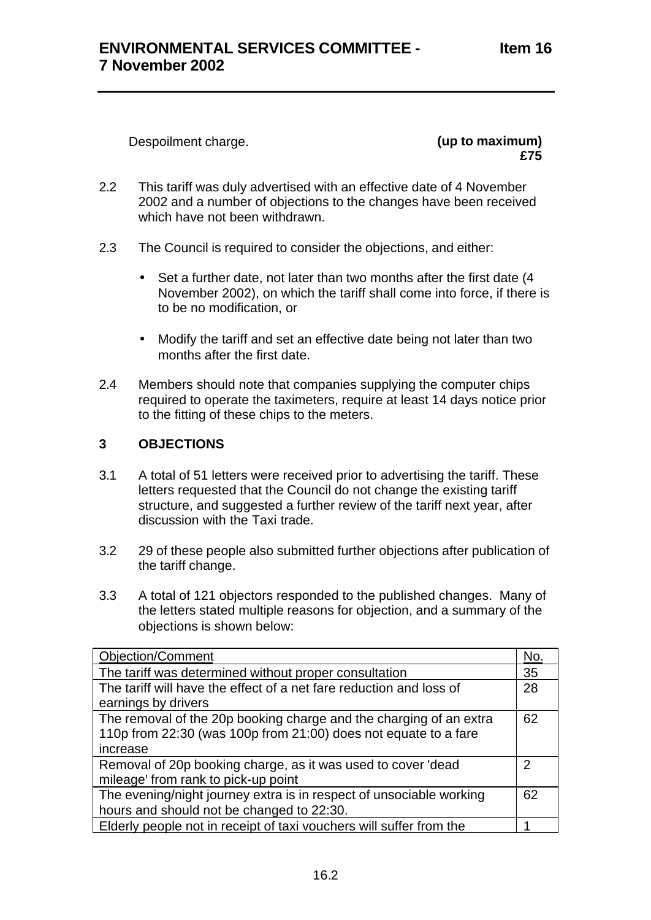Despoilment charge. **(up to maximum) £75**

2.2 This tariff was duly advertised with an effective date of 4 November 2002 and a number of objections to the changes have been received which have not been withdrawn.

2.3 The Council is required to consider the objections, and either:

- Set a further date, not later than two months after the first date (4 November 2002), on which the tariff shall come into force, if there is to be no modification, or
- Modify the tariff and set an effective date being not later than two months after the first date.

2.4 Members should note that companies supplying the computer chips required to operate the taximeters, require at least 14 days notice prior to the fitting of these chips to the meters.

### 3 OBJECTIONS

3.1 A total of 51 letters were received prior to advertising the tariff. These letters requested that the Council do not change the existing tariff structure, and suggested a further review of the tariff next year, after discussion with the Taxi trade.

3.2 29 of these people also submitted further objections after publication of the tariff change.

3.3 A total of 121 objectors responded to the published changes. Many of the letters stated multiple reasons for objection, and a summary of the objections is shown below:

| Objection/Comment | No. |
|---|---|
| The tariff was determined without proper consultation | 35 |
| The tariff will have the effect of a net fare reduction and loss of earnings by drivers | 28 |
| The removal of the 20p booking charge and the charging of an extra 110p from 22:30 (was 100p from 21:00) does not equate to a fare increase | 62 |
| Removal of 20p booking charge, as it was used to cover 'dead mileage' from rank to pick-up point | 2 |
| The evening/night journey extra is in respect of unsociable working hours and should not be changed to 22:30. | 62 |
| Elderly people not in receipt of taxi vouchers will suffer from the | 1 |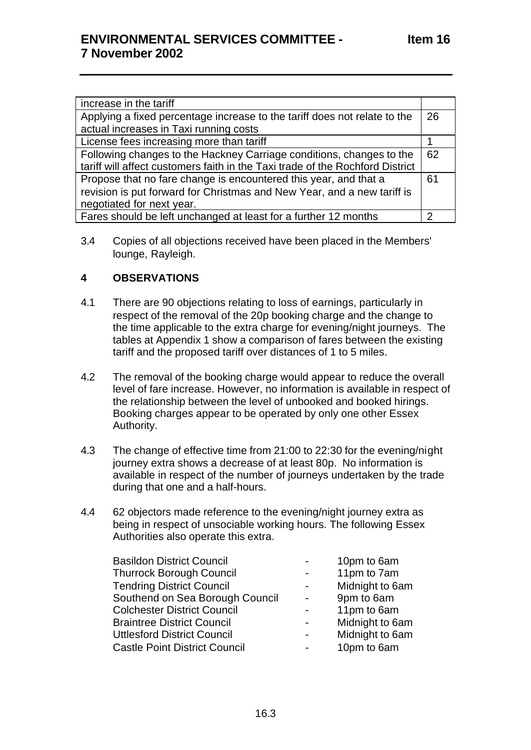| | |
|---|---|
| increase in the tariff | |
| Applying a fixed percentage increase to the tariff does not relate to the actual increases in Taxi running costs | 26 |
| License fees increasing more than tariff | 1 |
| Following changes to the Hackney Carriage conditions, changes to the tariff will affect customers faith in the Taxi trade of the Rochford District | 62 |
| Propose that no fare change is encountered this year, and that a revision is put forward for Christmas and New Year, and a new tariff is negotiated for next year. | 61 |
| Fares should be left unchanged at least for a further 12 months | 2 |

3.4 Copies of all objections received have been placed in the Members' lounge, Rayleigh.

## 4 OBSERVATIONS

4.1 There are 90 objections relating to loss of earnings, particularly in respect of the removal of the 20p booking charge and the change to the time applicable to the extra charge for evening/night journeys. The tables at Appendix 1 show a comparison of fares between the existing tariff and the proposed tariff over distances of 1 to 5 miles.

4.2 The removal of the booking charge would appear to reduce the overall level of fare increase. However, no information is available in respect of the relationship between the level of unbooked and booked hirings. Booking charges appear to be operated by only one other Essex Authority.

4.3 The change of effective time from 21:00 to 22:30 for the evening/night journey extra shows a decrease of at least 80p. No information is available in respect of the number of journeys undertaken by the trade during that one and a half-hours.

4.4 62 objectors made reference to the evening/night journey extra as being in respect of unsociable working hours. The following Essex Authorities also operate this extra.

| | | |
|---|---|---|
| Basildon District Council | - | 10pm to 6am |
| Thurrock Borough Council | - | 11pm to 7am |
| Tendring District Council | - | Midnight to 6am |
| Southend on Sea Borough Council | - | 9pm to 6am |
| Colchester District Council | - | 11pm to 6am |
| Braintree District Council | - | Midnight to 6am |
| Uttlesford District Council | - | Midnight to 6am |
| Castle Point District Council | - | 10pm to 6am |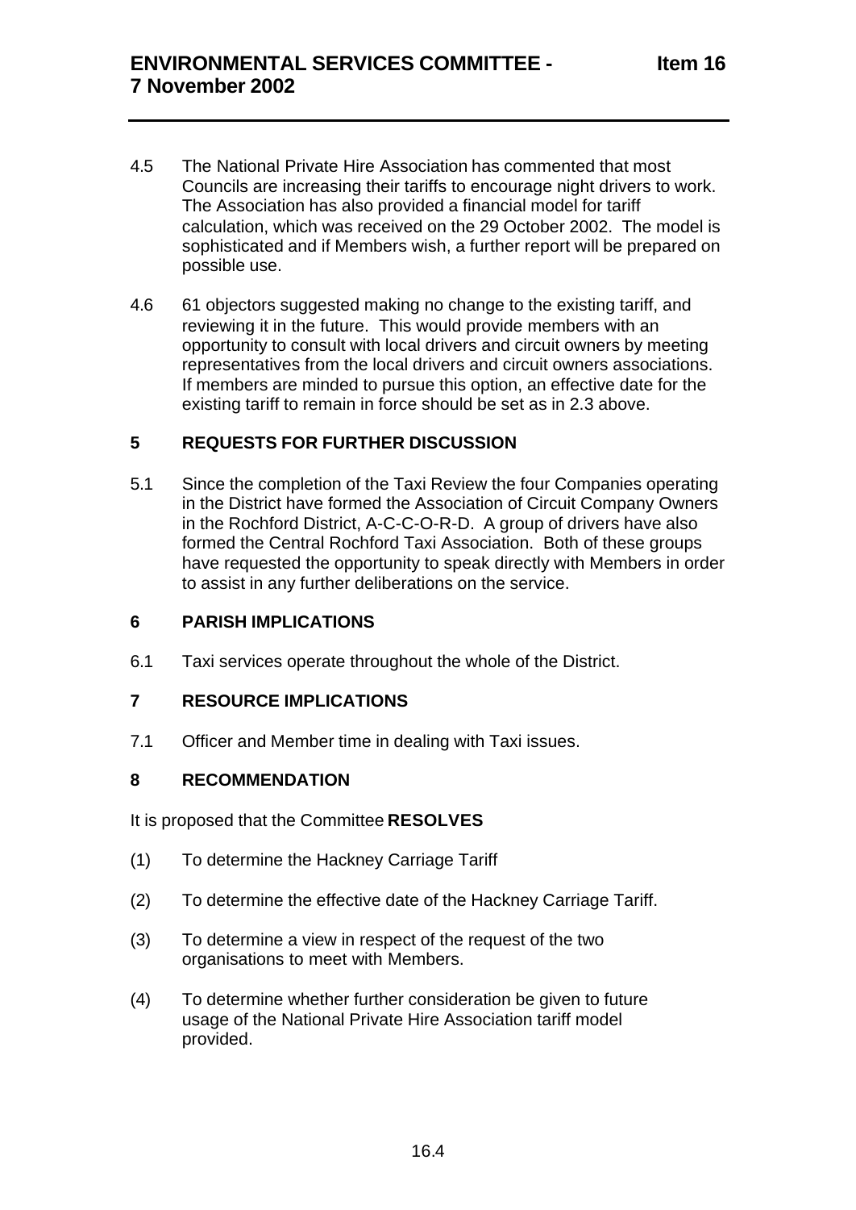4.5 The National Private Hire Association has commented that most Councils are increasing their tariffs to encourage night drivers to work. The Association has also provided a financial model for tariff calculation, which was received on the 29 October 2002. The model is sophisticated and if Members wish, a further report will be prepared on possible use.

4.6 61 objectors suggested making no change to the existing tariff, and reviewing it in the future. This would provide members with an opportunity to consult with local drivers and circuit owners by meeting representatives from the local drivers and circuit owners associations. If members are minded to pursue this option, an effective date for the existing tariff to remain in force should be set as in 2.3 above.

## 5 REQUESTS FOR FURTHER DISCUSSION

5.1 Since the completion of the Taxi Review the four Companies operating in the District have formed the Association of Circuit Company Owners in the Rochford District, A-C-C-O-R-D. A group of drivers have also formed the Central Rochford Taxi Association. Both of these groups have requested the opportunity to speak directly with Members in order to assist in any further deliberations on the service.

## 6 PARISH IMPLICATIONS

6.1 Taxi services operate throughout the whole of the District.

## 7 RESOURCE IMPLICATIONS

7.1 Officer and Member time in dealing with Taxi issues.

## 8 RECOMMENDATION

It is proposed that the Committee **RESOLVES**

(1) To determine the Hackney Carriage Tariff

(2) To determine the effective date of the Hackney Carriage Tariff.

(3) To determine a view in respect of the request of the two organisations to meet with Members.

(4) To determine whether further consideration be given to future usage of the National Private Hire Association tariff model provided.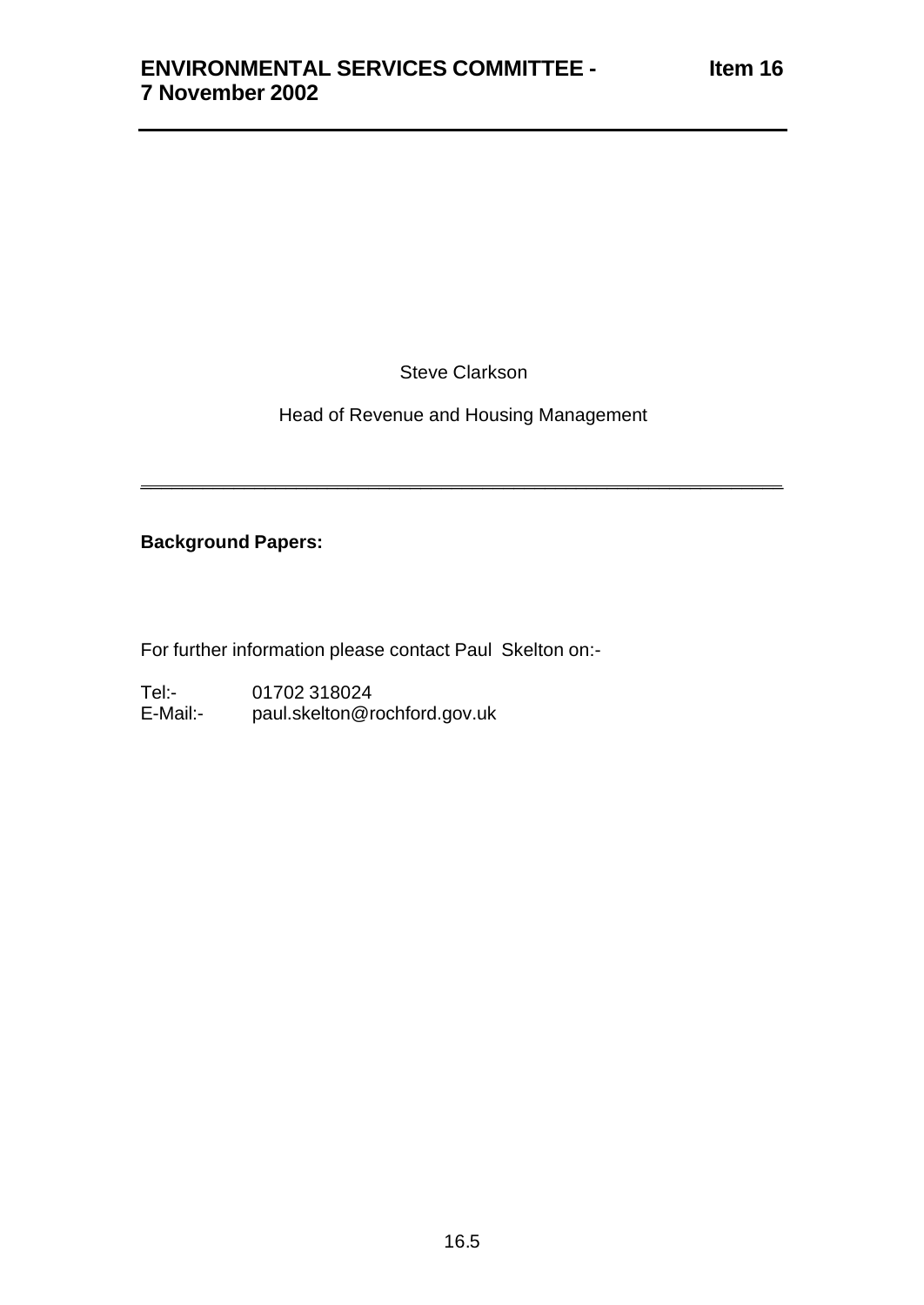Steve Clarkson

Head of Revenue and Housing Management

---

**Background Papers:**

For further information please contact Paul Skelton on:-

Tel:- 01702 318024
E-Mail:- paul.skelton@rochford.gov.uk